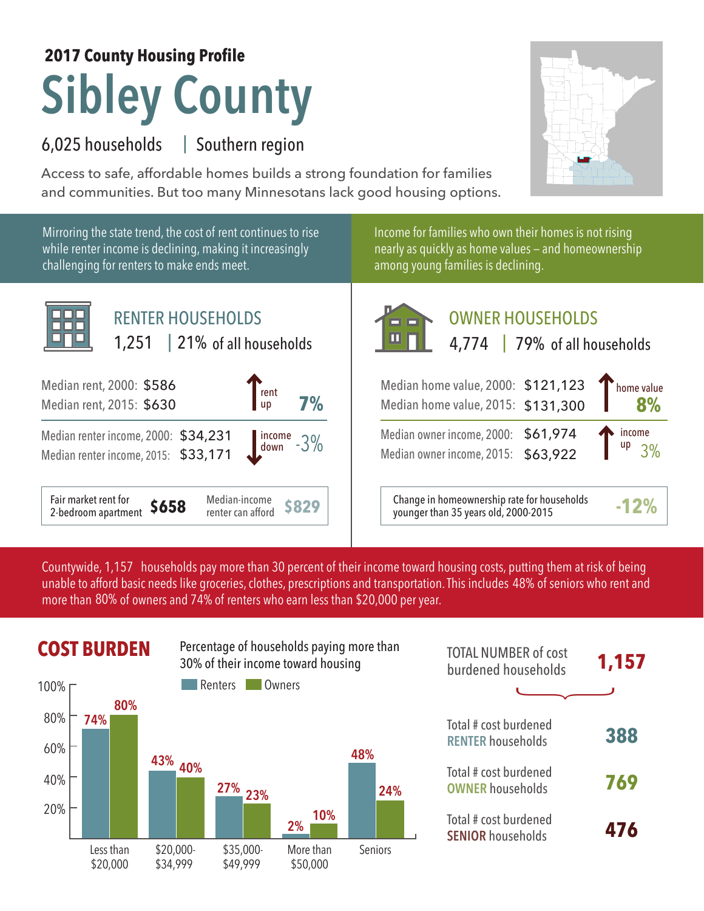**2017 County Housing Profile**

# Sibley County

6,025 households | Southern region

Access to safe, affordable homes builds a strong foundation for families and communities. But too many Minnesotans lack good housing options.

Mirroring the state trend, the cost of rent continues to rise while renter income is declining, making it increasingly challenging for renters to make ends meet.

## RENTER HOUSEHOLDS

1,251 | 21% of all households

Median rent, 2000: $586
Median rent, 2015: $630
rent up 7%

Median renter income, 2000: $34,231
Median renter income, 2015: $33,171
income down -3%

Fair market rent for 2-bedroom apartment **$658**
Median-income renter can afford **$829**

Income for families who own their homes is not rising nearly as quickly as home values – and homeownership among young families is declining.

## OWNER HOUSEHOLDS

4,774 | 79% of all households

Median home value, 2000: $121,123
Median home value, 2015: $131,300
home value 8%

Median owner income, 2000: $61,974
Median owner income, 2015: $63,922
income up 3%

Change in homeownership rate for households younger than 35 years old, 2000-2015 **-12%**

Countywide, 1,157 households pay more than 30 percent of their income toward housing costs, putting them at risk of being unable to afford basic needs like groceries, clothes, prescriptions and transportation. This includes 48% of seniors who rent and more than 80% of owners and 74% of renters who earn less than $20,000 per year.

## COST BURDEN

Percentage of households paying more than 30% of their income toward housing

| | Renters | Owners |
|---|---|---|
| Less than $20,000 | 74% | 80% |
| $20,000-$34,999 | 43% | 40% |
| $35,000-$49,999 | 27% | 23% |
| More than $50,000 | 2% | 10% |
| Seniors | 48% | 24% |

TOTAL NUMBER of cost burdened households **1,157**

Total # cost burdened RENTER households **388**

Total # cost burdened OWNER households **769**

Total # cost burdened SENIOR households **476**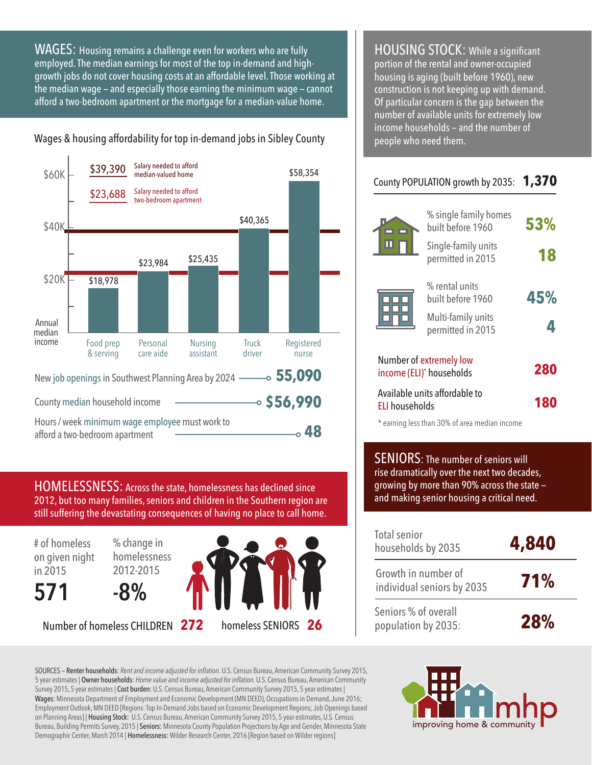## WAGES:

Housing remains a challenge even for workers who are fully employed. The median earnings for most of the top in-demand and high-growth jobs do not cover housing costs at an affordable level. Those working at the median wage – and especially those earning the minimum wage – cannot afford a two-bedroom apartment or the mortgage for a median-value home.

Wages & housing affordability for top in-demand jobs in Sibley County

$39,390 Salary needed to afford median-valued home

$23,688 Salary needed to afford two-bedroom apartment

$60K
$40K
$20K
Annual median income

$18,978 Food prep & serving
$23,984 Personal care aide
$25,435 Nursing assistant
$40,365 Truck driver
$58,354 Registered nurse

New job openings in Southwest Planning Area by 2024 **55,090**

County median household income **$56,990**

Hours / week minimum wage employee must work to afford a two-bedroom apartment **48**

## HOMELESSNESS:

Across the state, homelessness has declined since 2012, but too many families, seniors and children in the Southern region are still suffering the devastating consequences of having no place to call home.

# of homeless on given night in 2015 **571**

% change in homelessness 2012-2015 **-8%**

Number of homeless CHILDREN **272**

homeless SENIORS **26**

## HOUSING STOCK:

While a significant portion of the rental and owner-occupied housing is aging (built before 1960), new construction is not keeping up with demand. Of particular concern is the gap between the number of available units for extremely low income households – and the number of people who need them.

County POPULATION growth by 2035: **1,370**

| | |
|---|---|
| % single family homes built before 1960 | **53%** |
| Single-family units permitted in 2015 | **18** |
| % rental units built before 1960 | **45%** |
| Multi-family units permitted in 2015 | **4** |
| Number of extremely low income (ELI)* households | **280** |
| Available units affordable to ELI households | **180** |

* earning less than 30% of area median income

## SENIORS:

The number of seniors will rise dramatically over the next two decades, growing by more than 90% across the state – and making senior housing a critical need.

| | |
|---|---|
| Total senior households by 2035 | **4,840** |
| Growth in number of individual seniors by 2035 | **71%** |
| Seniors % of overall population by 2035: | **28%** |

SOURCES – **Renter households**: *Rent and income adjusted for inflation.* U.S. Census Bureau, American Community Survey 2015, 5 year estimates | **Owner households**: *Home value and income adjusted for inflation.* U.S. Census Bureau, American Community Survey 2015, 5 year estimates | **Cost burden**: U.S. Census Bureau, American Community Survey 2015, 5 year estimates | **Wages**: Minnesota Department of Employment and Economic Development (MN DEED), Occupations in Demand, June 2016; Employment Outlook, MN DEED [Regions: Top In-Demand Jobs based on Economic Development Regions; Job Openings based on Planning Areas] | **Housing Stock**: U.S. Census Bureau, American Community Survey 2015, 5 year estimates, U.S. Census Bureau, Building Permits Survey, 2015 | **Seniors**: Minnesota County Population Projections by Age and Gender, Minnesota State Demographic Center, March 2014 | **Homelessness**: Wilder Research Center, 2016 [Region based on Wilder regions]

mhp improving home & community